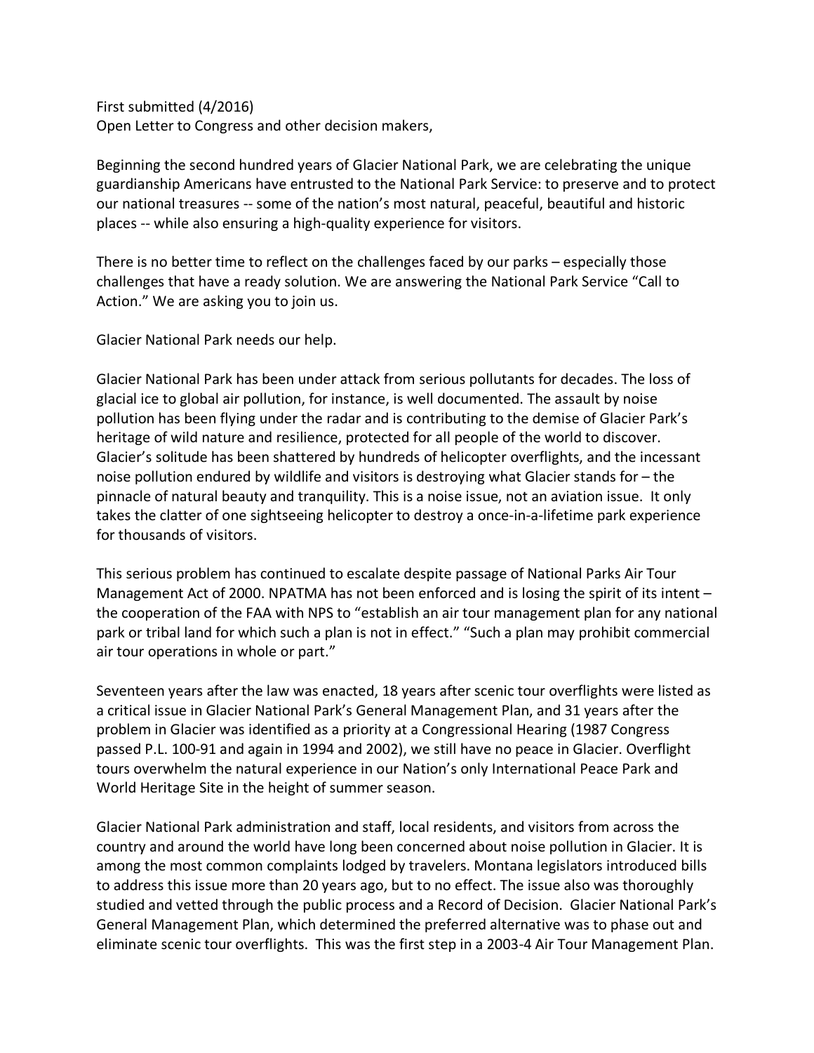First submitted (4/2016)
Open Letter to Congress and other decision makers,

Beginning the second hundred years of Glacier National Park, we are celebrating the unique guardianship Americans have entrusted to the National Park Service: to preserve and to protect our national treasures -- some of the nation's most natural, peaceful, beautiful and historic places -- while also ensuring a high-quality experience for visitors.

There is no better time to reflect on the challenges faced by our parks – especially those challenges that have a ready solution. We are answering the National Park Service "Call to Action." We are asking you to join us.

Glacier National Park needs our help.

Glacier National Park has been under attack from serious pollutants for decades. The loss of glacial ice to global air pollution, for instance, is well documented. The assault by noise pollution has been flying under the radar and is contributing to the demise of Glacier Park's heritage of wild nature and resilience, protected for all people of the world to discover. Glacier's solitude has been shattered by hundreds of helicopter overflights, and the incessant noise pollution endured by wildlife and visitors is destroying what Glacier stands for – the pinnacle of natural beauty and tranquility. This is a noise issue, not an aviation issue. It only takes the clatter of one sightseeing helicopter to destroy a once-in-a-lifetime park experience for thousands of visitors.

This serious problem has continued to escalate despite passage of National Parks Air Tour Management Act of 2000. NPATMA has not been enforced and is losing the spirit of its intent – the cooperation of the FAA with NPS to "establish an air tour management plan for any national park or tribal land for which such a plan is not in effect." "Such a plan may prohibit commercial air tour operations in whole or part."

Seventeen years after the law was enacted, 18 years after scenic tour overflights were listed as a critical issue in Glacier National Park's General Management Plan, and 31 years after the problem in Glacier was identified as a priority at a Congressional Hearing (1987 Congress passed P.L. 100-91 and again in 1994 and 2002), we still have no peace in Glacier. Overflight tours overwhelm the natural experience in our Nation's only International Peace Park and World Heritage Site in the height of summer season.

Glacier National Park administration and staff, local residents, and visitors from across the country and around the world have long been concerned about noise pollution in Glacier. It is among the most common complaints lodged by travelers. Montana legislators introduced bills to address this issue more than 20 years ago, but to no effect. The issue also was thoroughly studied and vetted through the public process and a Record of Decision. Glacier National Park's General Management Plan, which determined the preferred alternative was to phase out and eliminate scenic tour overflights. This was the first step in a 2003-4 Air Tour Management Plan.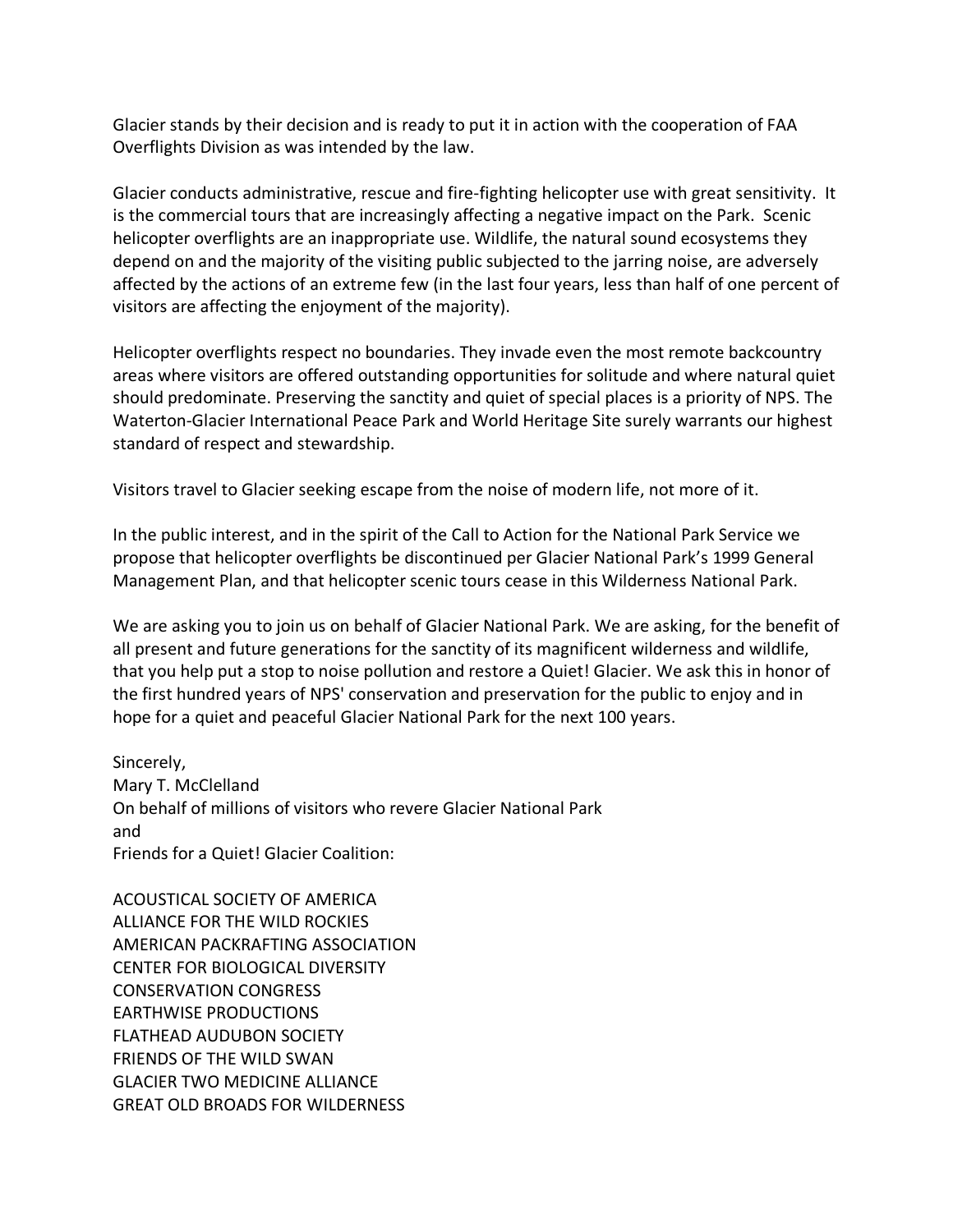Glacier stands by their decision and is ready to put it in action with the cooperation of FAA Overflights Division as was intended by the law.

Glacier conducts administrative, rescue and fire-fighting helicopter use with great sensitivity. It is the commercial tours that are increasingly affecting a negative impact on the Park. Scenic helicopter overflights are an inappropriate use. Wildlife, the natural sound ecosystems they depend on and the majority of the visiting public subjected to the jarring noise, are adversely affected by the actions of an extreme few (in the last four years, less than half of one percent of visitors are affecting the enjoyment of the majority).

Helicopter overflights respect no boundaries. They invade even the most remote backcountry areas where visitors are offered outstanding opportunities for solitude and where natural quiet should predominate. Preserving the sanctity and quiet of special places is a priority of NPS. The Waterton-Glacier International Peace Park and World Heritage Site surely warrants our highest standard of respect and stewardship.

Visitors travel to Glacier seeking escape from the noise of modern life, not more of it.

In the public interest, and in the spirit of the Call to Action for the National Park Service we propose that helicopter overflights be discontinued per Glacier National Park's 1999 General Management Plan, and that helicopter scenic tours cease in this Wilderness National Park.

We are asking you to join us on behalf of Glacier National Park. We are asking, for the benefit of all present and future generations for the sanctity of its magnificent wilderness and wildlife, that you help put a stop to noise pollution and restore a Quiet! Glacier. We ask this in honor of the first hundred years of NPS' conservation and preservation for the public to enjoy and in hope for a quiet and peaceful Glacier National Park for the next 100 years.

Sincerely,
Mary T. McClelland
On behalf of millions of visitors who revere Glacier National Park
and
Friends for a Quiet! Glacier Coalition:

ACOUSTICAL SOCIETY OF AMERICA
ALLIANCE FOR THE WILD ROCKIES
AMERICAN PACKRAFTING ASSOCIATION
CENTER FOR BIOLOGICAL DIVERSITY
CONSERVATION CONGRESS
EARTHWISE PRODUCTIONS
FLATHEAD AUDUBON SOCIETY
FRIENDS OF THE WILD SWAN
GLACIER TWO MEDICINE ALLIANCE
GREAT OLD BROADS FOR WILDERNESS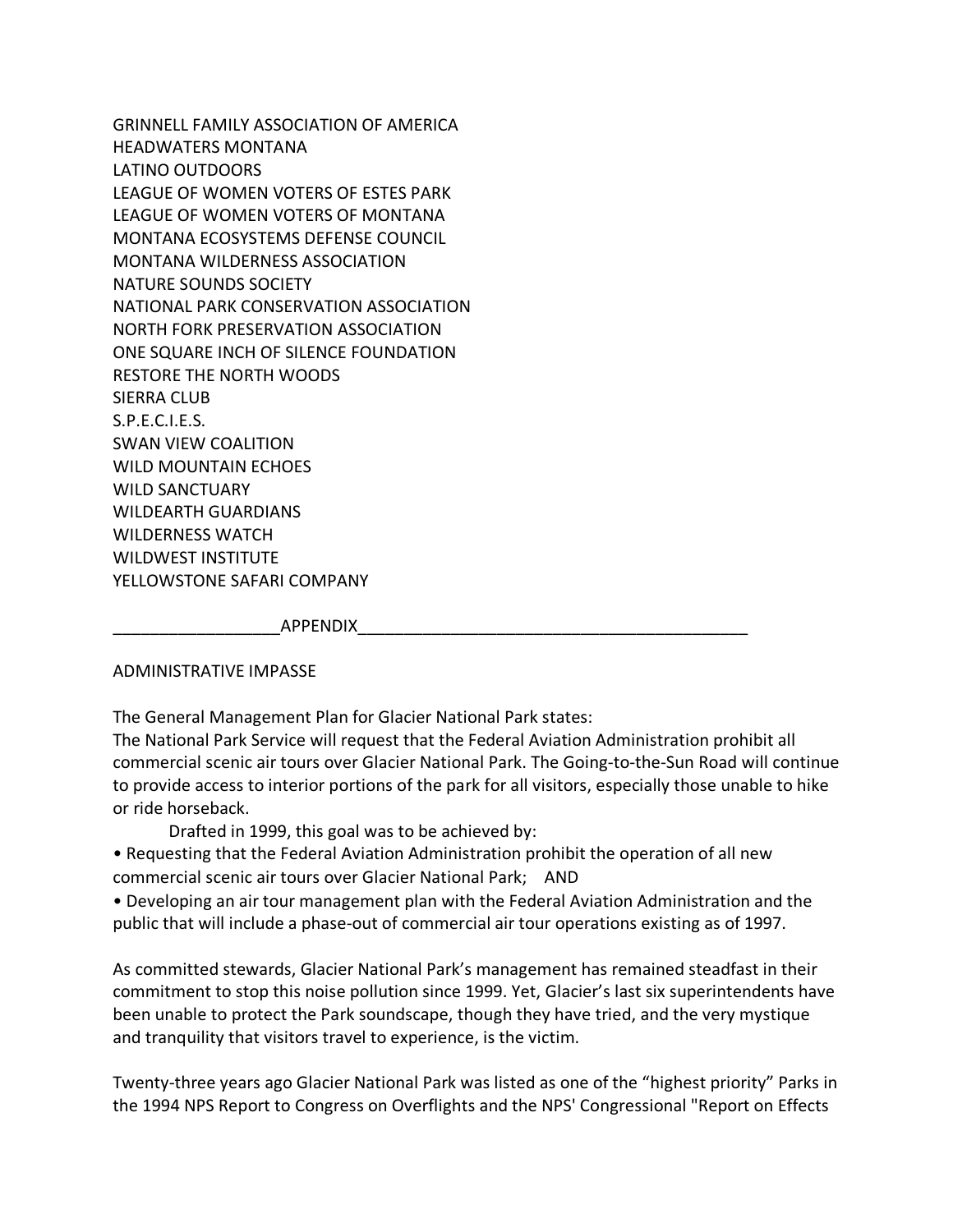GRINNELL FAMILY ASSOCIATION OF AMERICA
HEADWATERS MONTANA
LATINO OUTDOORS
LEAGUE OF WOMEN VOTERS OF ESTES PARK
LEAGUE OF WOMEN VOTERS OF MONTANA
MONTANA ECOSYSTEMS DEFENSE COUNCIL
MONTANA WILDERNESS ASSOCIATION
NATURE SOUNDS SOCIETY
NATIONAL PARK CONSERVATION ASSOCIATION
NORTH FORK PRESERVATION ASSOCIATION
ONE SQUARE INCH OF SILENCE FOUNDATION
RESTORE THE NORTH WOODS
SIERRA CLUB
S.P.E.C.I.E.S.
SWAN VIEW COALITION
WILD MOUNTAIN ECHOES
WILD SANCTUARY
WILDEARTH GUARDIANS
WILDERNESS WATCH
WILDWEST INSTITUTE
YELLOWSTONE SAFARI COMPANY

## APPENDIX

ADMINISTRATIVE IMPASSE

The General Management Plan for Glacier National Park states:
The National Park Service will request that the Federal Aviation Administration prohibit all commercial scenic air tours over Glacier National Park. The Going-to-the-Sun Road will continue to provide access to interior portions of the park for all visitors, especially those unable to hike or ride horseback.

Drafted in 1999, this goal was to be achieved by:

- Requesting that the Federal Aviation Administration prohibit the operation of all new commercial scenic air tours over Glacier National Park; AND
- Developing an air tour management plan with the Federal Aviation Administration and the public that will include a phase-out of commercial air tour operations existing as of 1997.

As committed stewards, Glacier National Park's management has remained steadfast in their commitment to stop this noise pollution since 1999. Yet, Glacier's last six superintendents have been unable to protect the Park soundscape, though they have tried, and the very mystique and tranquility that visitors travel to experience, is the victim.

Twenty-three years ago Glacier National Park was listed as one of the "highest priority" Parks in the 1994 NPS Report to Congress on Overflights and the NPS' Congressional "Report on Effects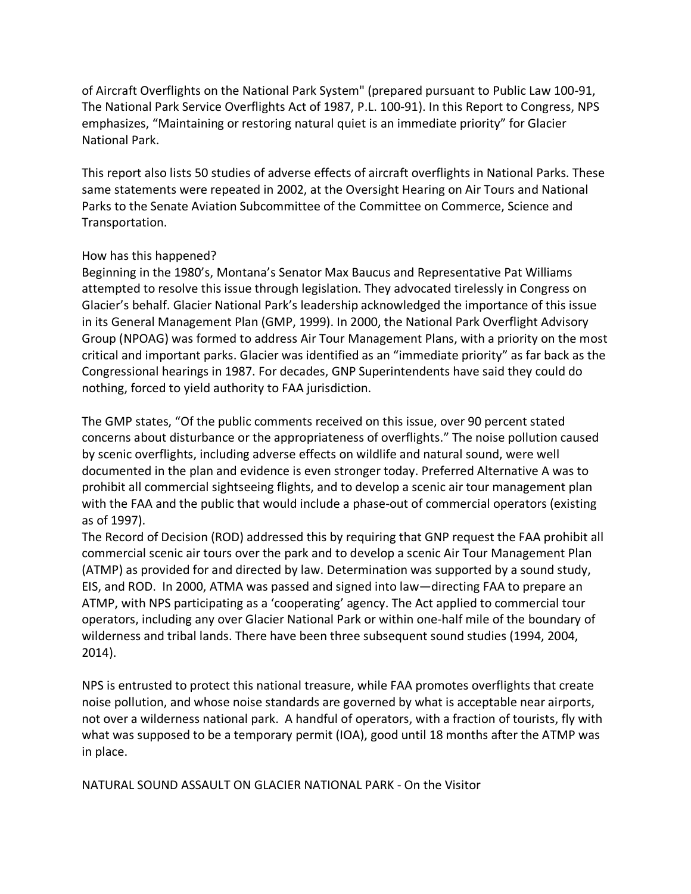of Aircraft Overflights on the National Park System" (prepared pursuant to Public Law 100-91, The National Park Service Overflights Act of 1987, P.L. 100-91). In this Report to Congress, NPS emphasizes, "Maintaining or restoring natural quiet is an immediate priority" for Glacier National Park.

This report also lists 50 studies of adverse effects of aircraft overflights in National Parks. These same statements were repeated in 2002, at the Oversight Hearing on Air Tours and National Parks to the Senate Aviation Subcommittee of the Committee on Commerce, Science and Transportation.

How has this happened?

Beginning in the 1980's, Montana's Senator Max Baucus and Representative Pat Williams attempted to resolve this issue through legislation. They advocated tirelessly in Congress on Glacier's behalf. Glacier National Park's leadership acknowledged the importance of this issue in its General Management Plan (GMP, 1999). In 2000, the National Park Overflight Advisory Group (NPOAG) was formed to address Air Tour Management Plans, with a priority on the most critical and important parks. Glacier was identified as an "immediate priority" as far back as the Congressional hearings in 1987. For decades, GNP Superintendents have said they could do nothing, forced to yield authority to FAA jurisdiction.

The GMP states, "Of the public comments received on this issue, over 90 percent stated concerns about disturbance or the appropriateness of overflights." The noise pollution caused by scenic overflights, including adverse effects on wildlife and natural sound, were well documented in the plan and evidence is even stronger today. Preferred Alternative A was to prohibit all commercial sightseeing flights, and to develop a scenic air tour management plan with the FAA and the public that would include a phase-out of commercial operators (existing as of 1997).

The Record of Decision (ROD) addressed this by requiring that GNP request the FAA prohibit all commercial scenic air tours over the park and to develop a scenic Air Tour Management Plan (ATMP) as provided for and directed by law. Determination was supported by a sound study, EIS, and ROD. In 2000, ATMA was passed and signed into law—directing FAA to prepare an ATMP, with NPS participating as a 'cooperating' agency. The Act applied to commercial tour operators, including any over Glacier National Park or within one-half mile of the boundary of wilderness and tribal lands. There have been three subsequent sound studies (1994, 2004, 2014).

NPS is entrusted to protect this national treasure, while FAA promotes overflights that create noise pollution, and whose noise standards are governed by what is acceptable near airports, not over a wilderness national park. A handful of operators, with a fraction of tourists, fly with what was supposed to be a temporary permit (IOA), good until 18 months after the ATMP was in place.

NATURAL SOUND ASSAULT ON GLACIER NATIONAL PARK - On the Visitor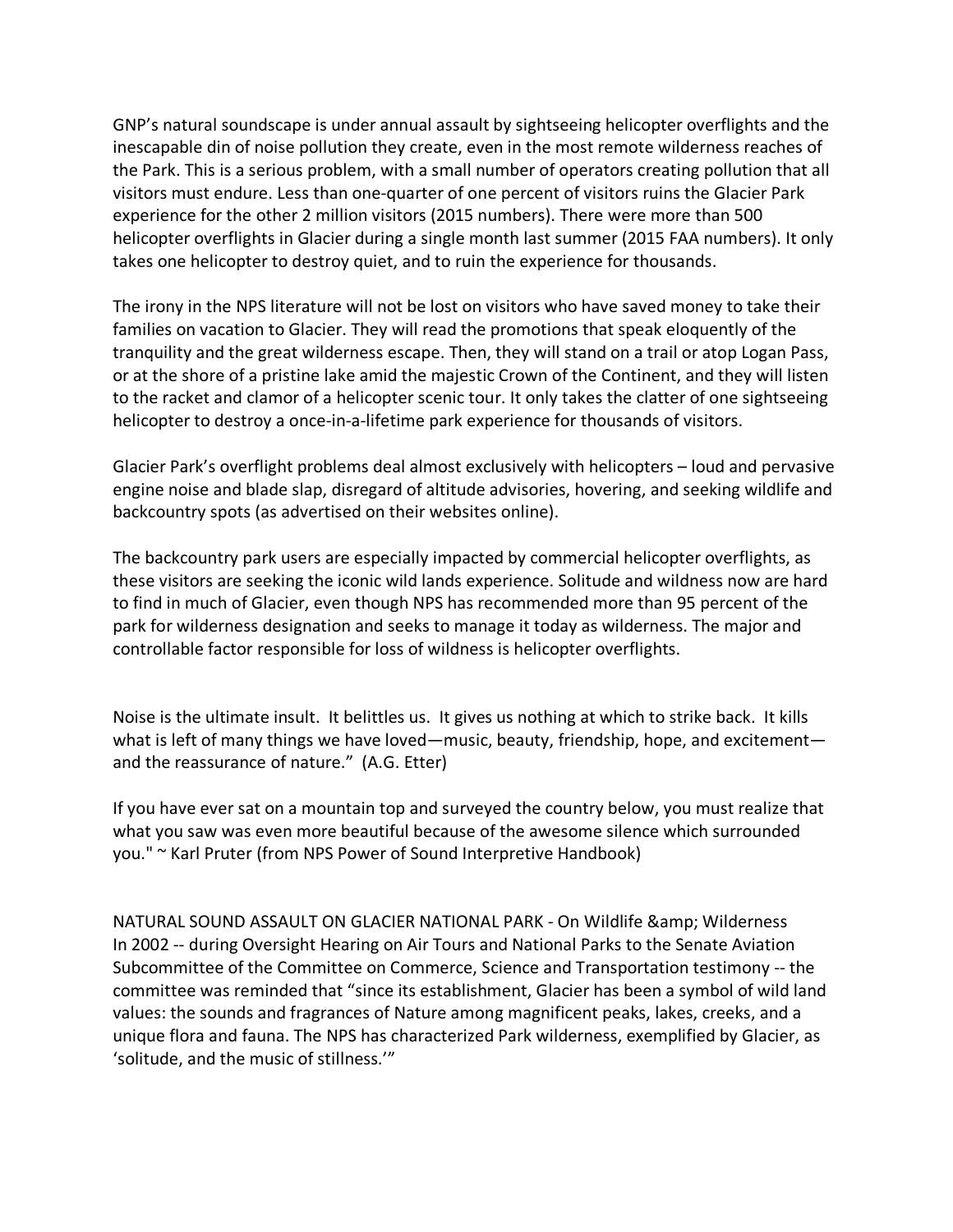GNP's natural soundscape is under annual assault by sightseeing helicopter overflights and the inescapable din of noise pollution they create, even in the most remote wilderness reaches of the Park. This is a serious problem, with a small number of operators creating pollution that all visitors must endure. Less than one-quarter of one percent of visitors ruins the Glacier Park experience for the other 2 million visitors (2015 numbers). There were more than 500 helicopter overflights in Glacier during a single month last summer (2015 FAA numbers). It only takes one helicopter to destroy quiet, and to ruin the experience for thousands.

The irony in the NPS literature will not be lost on visitors who have saved money to take their families on vacation to Glacier. They will read the promotions that speak eloquently of the tranquility and the great wilderness escape. Then, they will stand on a trail or atop Logan Pass, or at the shore of a pristine lake amid the majestic Crown of the Continent, and they will listen to the racket and clamor of a helicopter scenic tour. It only takes the clatter of one sightseeing helicopter to destroy a once-in-a-lifetime park experience for thousands of visitors.

Glacier Park's overflight problems deal almost exclusively with helicopters – loud and pervasive engine noise and blade slap, disregard of altitude advisories, hovering, and seeking wildlife and backcountry spots (as advertised on their websites online).

The backcountry park users are especially impacted by commercial helicopter overflights, as these visitors are seeking the iconic wild lands experience. Solitude and wildness now are hard to find in much of Glacier, even though NPS has recommended more than 95 percent of the park for wilderness designation and seeks to manage it today as wilderness. The major and controllable factor responsible for loss of wildness is helicopter overflights.

Noise is the ultimate insult. It belittles us. It gives us nothing at which to strike back. It kills what is left of many things we have loved—music, beauty, friendship, hope, and excitement—and the reassurance of nature." (A.G. Etter)

If you have ever sat on a mountain top and surveyed the country below, you must realize that what you saw was even more beautiful because of the awesome silence which surrounded you." ~ Karl Pruter (from NPS Power of Sound Interpretive Handbook)

NATURAL SOUND ASSAULT ON GLACIER NATIONAL PARK - On Wildlife &amp; Wilderness
In 2002 -- during Oversight Hearing on Air Tours and National Parks to the Senate Aviation Subcommittee of the Committee on Commerce, Science and Transportation testimony -- the committee was reminded that "since its establishment, Glacier has been a symbol of wild land values: the sounds and fragrances of Nature among magnificent peaks, lakes, creeks, and a unique flora and fauna. The NPS has characterized Park wilderness, exemplified by Glacier, as 'solitude, and the music of stillness.'"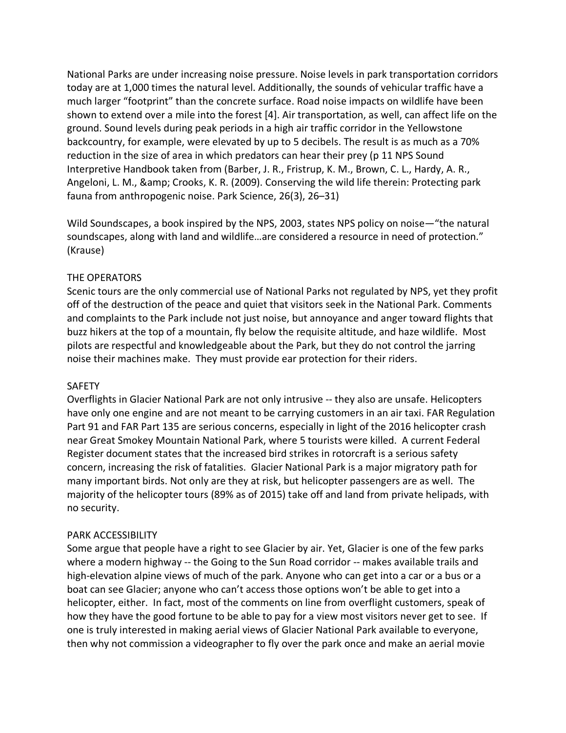National Parks are under increasing noise pressure. Noise levels in park transportation corridors today are at 1,000 times the natural level. Additionally, the sounds of vehicular traffic have a much larger "footprint" than the concrete surface. Road noise impacts on wildlife have been shown to extend over a mile into the forest [4]. Air transportation, as well, can affect life on the ground. Sound levels during peak periods in a high air traffic corridor in the Yellowstone backcountry, for example, were elevated by up to 5 decibels. The result is as much as a 70% reduction in the size of area in which predators can hear their prey (p 11 NPS Sound Interpretive Handbook taken from (Barber, J. R., Fristrup, K. M., Brown, C. L., Hardy, A. R., Angeloni, L. M., &amp; Crooks, K. R. (2009). Conserving the wild life therein: Protecting park fauna from anthropogenic noise. Park Science, 26(3), 26–31)

Wild Soundscapes, a book inspired by the NPS, 2003, states NPS policy on noise—"the natural soundscapes, along with land and wildlife…are considered a resource in need of protection." (Krause)

## THE OPERATORS

Scenic tours are the only commercial use of National Parks not regulated by NPS, yet they profit off of the destruction of the peace and quiet that visitors seek in the National Park. Comments and complaints to the Park include not just noise, but annoyance and anger toward flights that buzz hikers at the top of a mountain, fly below the requisite altitude, and haze wildlife. Most pilots are respectful and knowledgeable about the Park, but they do not control the jarring noise their machines make. They must provide ear protection for their riders.

## SAFETY

Overflights in Glacier National Park are not only intrusive -- they also are unsafe. Helicopters have only one engine and are not meant to be carrying customers in an air taxi. FAR Regulation Part 91 and FAR Part 135 are serious concerns, especially in light of the 2016 helicopter crash near Great Smokey Mountain National Park, where 5 tourists were killed. A current Federal Register document states that the increased bird strikes in rotorcraft is a serious safety concern, increasing the risk of fatalities. Glacier National Park is a major migratory path for many important birds. Not only are they at risk, but helicopter passengers are as well. The majority of the helicopter tours (89% as of 2015) take off and land from private helipads, with no security.

## PARK ACCESSIBILITY

Some argue that people have a right to see Glacier by air. Yet, Glacier is one of the few parks where a modern highway -- the Going to the Sun Road corridor -- makes available trails and high-elevation alpine views of much of the park. Anyone who can get into a car or a bus or a boat can see Glacier; anyone who can't access those options won't be able to get into a helicopter, either. In fact, most of the comments on line from overflight customers, speak of how they have the good fortune to be able to pay for a view most visitors never get to see. If one is truly interested in making aerial views of Glacier National Park available to everyone, then why not commission a videographer to fly over the park once and make an aerial movie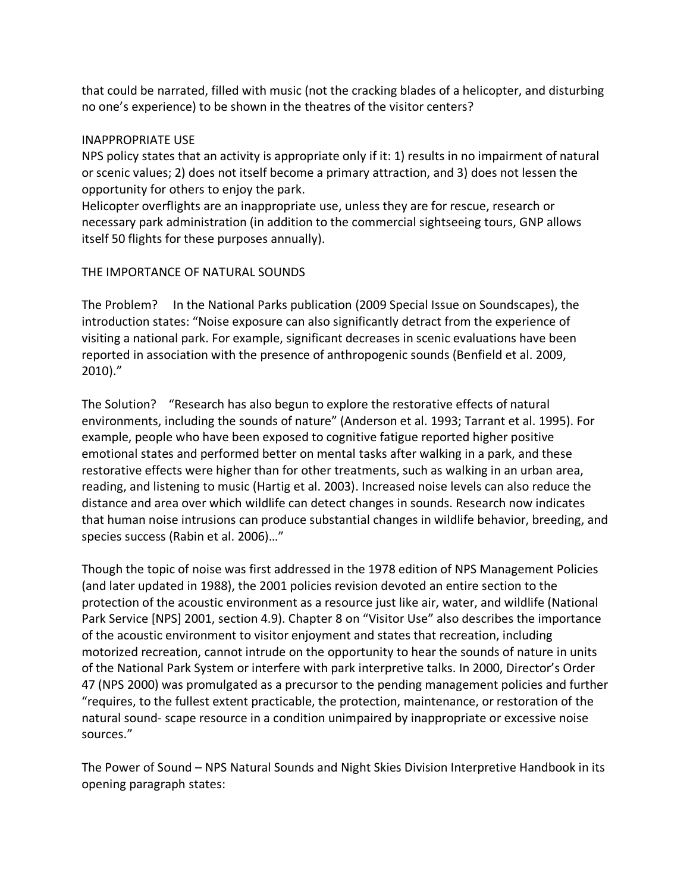that could be narrated, filled with music (not the cracking blades of a helicopter, and disturbing no one's experience) to be shown in the theatres of the visitor centers?

## INAPPROPRIATE USE

NPS policy states that an activity is appropriate only if it: 1) results in no impairment of natural or scenic values; 2) does not itself become a primary attraction, and 3) does not lessen the opportunity for others to enjoy the park.

Helicopter overflights are an inappropriate use, unless they are for rescue, research or necessary park administration (in addition to the commercial sightseeing tours, GNP allows itself 50 flights for these purposes annually).

## THE IMPORTANCE OF NATURAL SOUNDS

The Problem? In the National Parks publication (2009 Special Issue on Soundscapes), the introduction states: "Noise exposure can also significantly detract from the experience of visiting a national park. For example, significant decreases in scenic evaluations have been reported in association with the presence of anthropogenic sounds (Benfield et al. 2009, 2010)."

The Solution? "Research has also begun to explore the restorative effects of natural environments, including the sounds of nature" (Anderson et al. 1993; Tarrant et al. 1995). For example, people who have been exposed to cognitive fatigue reported higher positive emotional states and performed better on mental tasks after walking in a park, and these restorative effects were higher than for other treatments, such as walking in an urban area, reading, and listening to music (Hartig et al. 2003). Increased noise levels can also reduce the distance and area over which wildlife can detect changes in sounds. Research now indicates that human noise intrusions can produce substantial changes in wildlife behavior, breeding, and species success (Rabin et al. 2006)…"

Though the topic of noise was first addressed in the 1978 edition of NPS Management Policies (and later updated in 1988), the 2001 policies revision devoted an entire section to the protection of the acoustic environment as a resource just like air, water, and wildlife (National Park Service [NPS] 2001, section 4.9). Chapter 8 on "Visitor Use" also describes the importance of the acoustic environment to visitor enjoyment and states that recreation, including motorized recreation, cannot intrude on the opportunity to hear the sounds of nature in units of the National Park System or interfere with park interpretive talks. In 2000, Director's Order 47 (NPS 2000) was promulgated as a precursor to the pending management policies and further "requires, to the fullest extent practicable, the protection, maintenance, or restoration of the natural sound- scape resource in a condition unimpaired by inappropriate or excessive noise sources."

The Power of Sound – NPS Natural Sounds and Night Skies Division Interpretive Handbook in its opening paragraph states: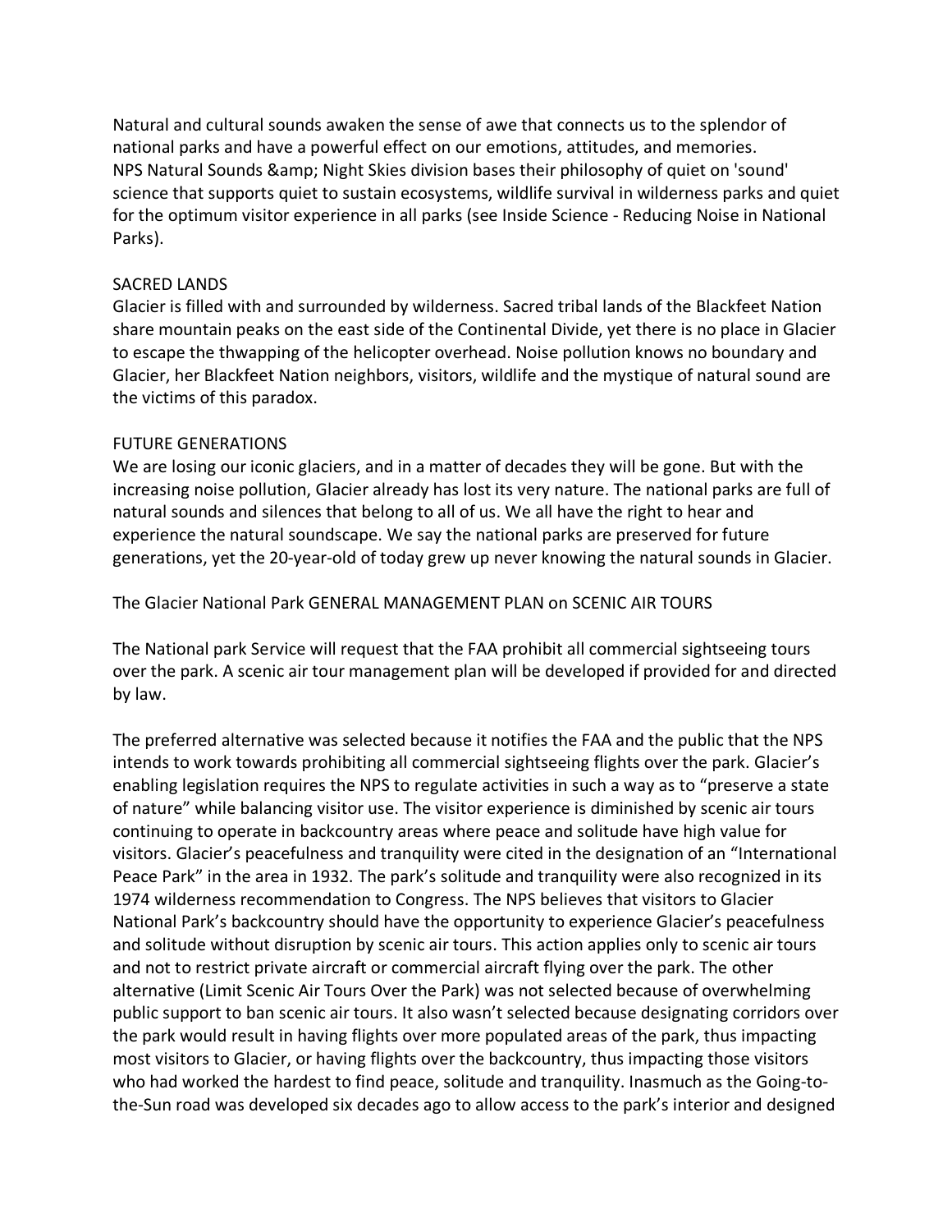Natural and cultural sounds awaken the sense of awe that connects us to the splendor of national parks and have a powerful effect on our emotions, attitudes, and memories. NPS Natural Sounds &amp; Night Skies division bases their philosophy of quiet on 'sound' science that supports quiet to sustain ecosystems, wildlife survival in wilderness parks and quiet for the optimum visitor experience in all parks (see Inside Science - Reducing Noise in National Parks).

## SACRED LANDS

Glacier is filled with and surrounded by wilderness. Sacred tribal lands of the Blackfeet Nation share mountain peaks on the east side of the Continental Divide, yet there is no place in Glacier to escape the thwapping of the helicopter overhead. Noise pollution knows no boundary and Glacier, her Blackfeet Nation neighbors, visitors, wildlife and the mystique of natural sound are the victims of this paradox.

## FUTURE GENERATIONS

We are losing our iconic glaciers, and in a matter of decades they will be gone. But with the increasing noise pollution, Glacier already has lost its very nature. The national parks are full of natural sounds and silences that belong to all of us. We all have the right to hear and experience the natural soundscape. We say the national parks are preserved for future generations, yet the 20-year-old of today grew up never knowing the natural sounds in Glacier.

The Glacier National Park GENERAL MANAGEMENT PLAN on SCENIC AIR TOURS

The National park Service will request that the FAA prohibit all commercial sightseeing tours over the park. A scenic air tour management plan will be developed if provided for and directed by law.

The preferred alternative was selected because it notifies the FAA and the public that the NPS intends to work towards prohibiting all commercial sightseeing flights over the park. Glacier's enabling legislation requires the NPS to regulate activities in such a way as to "preserve a state of nature" while balancing visitor use. The visitor experience is diminished by scenic air tours continuing to operate in backcountry areas where peace and solitude have high value for visitors. Glacier's peacefulness and tranquility were cited in the designation of an "International Peace Park" in the area in 1932. The park's solitude and tranquility were also recognized in its 1974 wilderness recommendation to Congress. The NPS believes that visitors to Glacier National Park's backcountry should have the opportunity to experience Glacier's peacefulness and solitude without disruption by scenic air tours. This action applies only to scenic air tours and not to restrict private aircraft or commercial aircraft flying over the park. The other alternative (Limit Scenic Air Tours Over the Park) was not selected because of overwhelming public support to ban scenic air tours. It also wasn't selected because designating corridors over the park would result in having flights over more populated areas of the park, thus impacting most visitors to Glacier, or having flights over the backcountry, thus impacting those visitors who had worked the hardest to find peace, solitude and tranquility. Inasmuch as the Going-to-the-Sun road was developed six decades ago to allow access to the park's interior and designed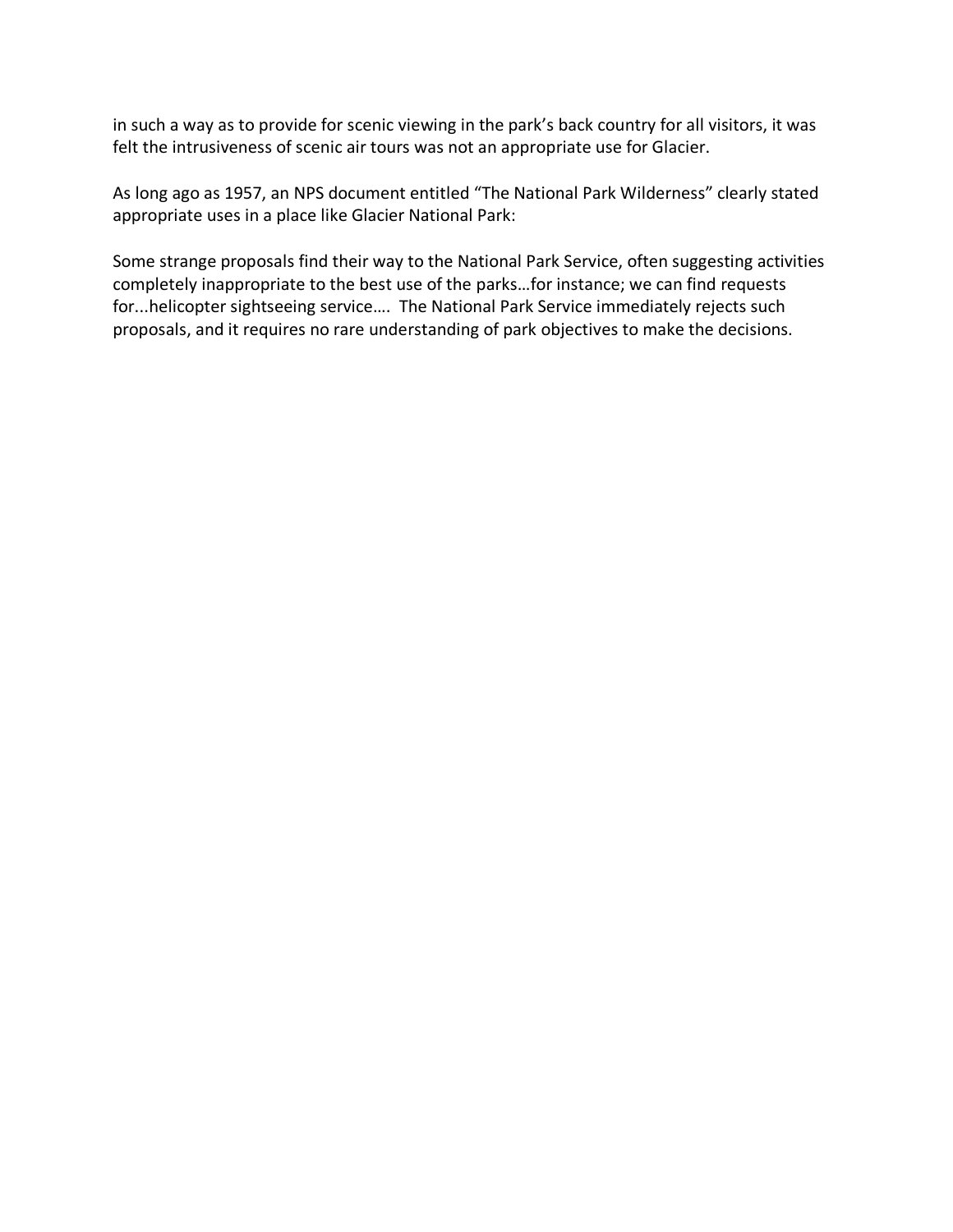in such a way as to provide for scenic viewing in the park's back country for all visitors, it was felt the intrusiveness of scenic air tours was not an appropriate use for Glacier.

As long ago as 1957, an NPS document entitled "The National Park Wilderness" clearly stated appropriate uses in a place like Glacier National Park:

Some strange proposals find their way to the National Park Service, often suggesting activities completely inappropriate to the best use of the parks…for instance; we can find requests for...helicopter sightseeing service…. The National Park Service immediately rejects such proposals, and it requires no rare understanding of park objectives to make the decisions.